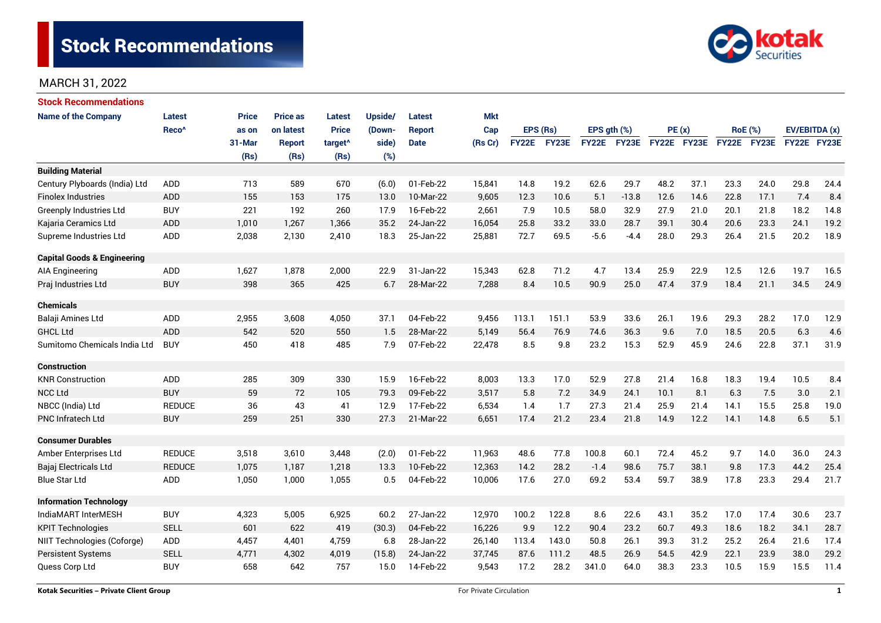# Stock Recommendations

MARCH 31, 2022

## Stock Recommendations

| Name of the Company | Latest Reco^ | Price as on 31-Mar (Rs) | Price as on latest Report (Rs) | Latest Price target^ (Rs) | Upside/ (Down-side) (%) | Latest Report Date | Mkt Cap (Rs Cr) | EPS (Rs) | | EPS gth (%) | | PE (x) | | RoE (%) | | EV/EBITDA (x) | |
|---|---|---|---|---|---|---|---|---|---|---|---|---|---|---|---|---|---|
| | | | | | | | | FY22E | FY23E | FY22E | FY23E | FY22E | FY23E | FY22E | FY23E | FY22E | FY23E |
| **Building Material** | | | | | | | | | | | | | | | | | |
| Century Plyboards (India) Ltd | ADD | 713 | 589 | 670 | (6.0) | 01-Feb-22 | 15,841 | 14.8 | 19.2 | 62.6 | 29.7 | 48.2 | 37.1 | 23.3 | 24.0 | 29.8 | 24.4 |
| Finolex Industries | ADD | 155 | 153 | 175 | 13.0 | 10-Mar-22 | 9,605 | 12.3 | 10.6 | 5.1 | -13.8 | 12.6 | 14.6 | 22.8 | 17.1 | 7.4 | 8.4 |
| Greenply Industries Ltd | BUY | 221 | 192 | 260 | 17.9 | 16-Feb-22 | 2,661 | 7.9 | 10.5 | 58.0 | 32.9 | 27.9 | 21.0 | 20.1 | 21.8 | 18.2 | 14.8 |
| Kajaria Ceramics Ltd | ADD | 1,010 | 1,267 | 1,366 | 35.2 | 24-Jan-22 | 16,054 | 25.8 | 33.2 | 33.0 | 28.7 | 39.1 | 30.4 | 20.6 | 23.3 | 24.1 | 19.2 |
| Supreme Industries Ltd | ADD | 2,038 | 2,130 | 2,410 | 18.3 | 25-Jan-22 | 25,881 | 72.7 | 69.5 | -5.6 | -4.4 | 28.0 | 29.3 | 26.4 | 21.5 | 20.2 | 18.9 |
| **Capital Goods & Engineering** | | | | | | | | | | | | | | | | | |
| AIA Engineering | ADD | 1,627 | 1,878 | 2,000 | 22.9 | 31-Jan-22 | 15,343 | 62.8 | 71.2 | 4.7 | 13.4 | 25.9 | 22.9 | 12.5 | 12.6 | 19.7 | 16.5 |
| Praj Industries Ltd | BUY | 398 | 365 | 425 | 6.7 | 28-Mar-22 | 7,288 | 8.4 | 10.5 | 90.9 | 25.0 | 47.4 | 37.9 | 18.4 | 21.1 | 34.5 | 24.9 |
| **Chemicals** | | | | | | | | | | | | | | | | | |
| Balaji Amines Ltd | ADD | 2,955 | 3,608 | 4,050 | 37.1 | 04-Feb-22 | 9,456 | 113.1 | 151.1 | 53.9 | 33.6 | 26.1 | 19.6 | 29.3 | 28.2 | 17.0 | 12.9 |
| GHCL Ltd | ADD | 542 | 520 | 550 | 1.5 | 28-Mar-22 | 5,149 | 56.4 | 76.9 | 74.6 | 36.3 | 9.6 | 7.0 | 18.5 | 20.5 | 6.3 | 4.6 |
| Sumitomo Chemicals India Ltd | BUY | 450 | 418 | 485 | 7.9 | 07-Feb-22 | 22,478 | 8.5 | 9.8 | 23.2 | 15.3 | 52.9 | 45.9 | 24.6 | 22.8 | 37.1 | 31.9 |
| **Construction** | | | | | | | | | | | | | | | | | |
| KNR Construction | ADD | 285 | 309 | 330 | 15.9 | 16-Feb-22 | 8,003 | 13.3 | 17.0 | 52.9 | 27.8 | 21.4 | 16.8 | 18.3 | 19.4 | 10.5 | 8.4 |
| NCC Ltd | BUY | 59 | 72 | 105 | 79.3 | 09-Feb-22 | 3,517 | 5.8 | 7.2 | 34.9 | 24.1 | 10.1 | 8.1 | 6.3 | 7.5 | 3.0 | 2.1 |
| NBCC (India) Ltd | REDUCE | 36 | 43 | 41 | 12.9 | 17-Feb-22 | 6,534 | 1.4 | 1.7 | 27.3 | 21.4 | 25.9 | 21.4 | 14.1 | 15.5 | 25.8 | 19.0 |
| PNC Infratech Ltd | BUY | 259 | 251 | 330 | 27.3 | 21-Mar-22 | 6,651 | 17.4 | 21.2 | 23.4 | 21.8 | 14.9 | 12.2 | 14.1 | 14.8 | 6.5 | 5.1 |
| **Consumer Durables** | | | | | | | | | | | | | | | | | |
| Amber Enterprises Ltd | REDUCE | 3,518 | 3,610 | 3,448 | (2.0) | 01-Feb-22 | 11,963 | 48.6 | 77.8 | 100.8 | 60.1 | 72.4 | 45.2 | 9.7 | 14.0 | 36.0 | 24.3 |
| Bajaj Electricals Ltd | REDUCE | 1,075 | 1,187 | 1,218 | 13.3 | 10-Feb-22 | 12,363 | 14.2 | 28.2 | -1.4 | 98.6 | 75.7 | 38.1 | 9.8 | 17.3 | 44.2 | 25.4 |
| Blue Star Ltd | ADD | 1,050 | 1,000 | 1,055 | 0.5 | 04-Feb-22 | 10,006 | 17.6 | 27.0 | 69.2 | 53.4 | 59.7 | 38.9 | 17.8 | 23.3 | 29.4 | 21.7 |
| **Information Technology** | | | | | | | | | | | | | | | | | |
| IndiaMART InterMESH | BUY | 4,323 | 5,005 | 6,925 | 60.2 | 27-Jan-22 | 12,970 | 100.2 | 122.8 | 8.6 | 22.6 | 43.1 | 35.2 | 17.0 | 17.4 | 30.6 | 23.7 |
| KPIT Technologies | SELL | 601 | 622 | 419 | (30.3) | 04-Feb-22 | 16,226 | 9.9 | 12.2 | 90.4 | 23.2 | 60.7 | 49.3 | 18.6 | 18.2 | 34.1 | 28.7 |
| NIIT Technologies (Coforge) | ADD | 4,457 | 4,401 | 4,759 | 6.8 | 28-Jan-22 | 26,140 | 113.4 | 143.0 | 50.8 | 26.1 | 39.3 | 31.2 | 25.2 | 26.4 | 21.6 | 17.4 |
| Persistent Systems | SELL | 4,771 | 4,302 | 4,019 | (15.8) | 24-Jan-22 | 37,745 | 87.6 | 111.2 | 48.5 | 26.9 | 54.5 | 42.9 | 22.1 | 23.9 | 38.0 | 29.2 |
| Quess Corp Ltd | BUY | 658 | 642 | 757 | 15.0 | 14-Feb-22 | 9,543 | 17.2 | 28.2 | 341.0 | 64.0 | 38.3 | 23.3 | 10.5 | 15.9 | 15.5 | 11.4 |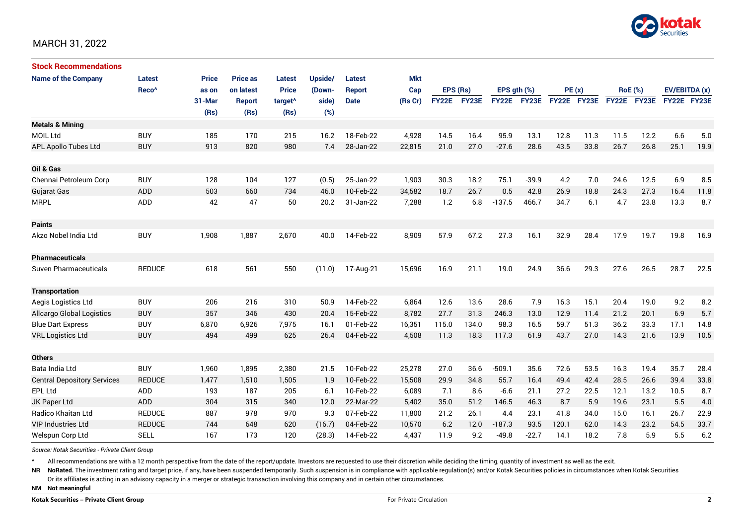MARCH 31, 2022

**Stock Recommendations**

| Name of the Company | Latest Reco^ | Price as on 31-Mar (Rs) | Price as on latest Report (Rs) | Latest Price target^ (Rs) | Upside/ (Down-side) (%) | Latest Report Date | Mkt Cap (Rs Cr) | EPS (Rs) | | EPS gth (%) | | PE (x) | | RoE (%) | | EV/EBITDA (x) | |
|---|---|---|---|---|---|---|---|---|---|---|---|---|---|---|---|---|---|
| | | | | | | | | FY22E | FY23E | FY22E | FY23E | FY22E | FY23E | FY22E | FY23E | FY22E | FY23E |
| **Metals & Mining** | | | | | | | | | | | | | | | | | |
| MOIL Ltd | BUY | 185 | 170 | 215 | 16.2 | 18-Feb-22 | 4,928 | 14.5 | 16.4 | 95.9 | 13.1 | 12.8 | 11.3 | 11.5 | 12.2 | 6.6 | 5.0 |
| APL Apollo Tubes Ltd | BUY | 913 | 820 | 980 | 7.4 | 28-Jan-22 | 22,815 | 21.0 | 27.0 | -27.6 | 28.6 | 43.5 | 33.8 | 26.7 | 26.8 | 25.1 | 19.9 |
| **Oil & Gas** | | | | | | | | | | | | | | | | | |
| Chennai Petroleum Corp | BUY | 128 | 104 | 127 | (0.5) | 25-Jan-22 | 1,903 | 30.3 | 18.2 | 75.1 | -39.9 | 4.2 | 7.0 | 24.6 | 12.5 | 6.9 | 8.5 |
| Gujarat Gas | ADD | 503 | 660 | 734 | 46.0 | 10-Feb-22 | 34,582 | 18.7 | 26.7 | 0.5 | 42.8 | 26.9 | 18.8 | 24.3 | 27.3 | 16.4 | 11.8 |
| MRPL | ADD | 42 | 47 | 50 | 20.2 | 31-Jan-22 | 7,288 | 1.2 | 6.8 | -137.5 | 466.7 | 34.7 | 6.1 | 4.7 | 23.8 | 13.3 | 8.7 |
| **Paints** | | | | | | | | | | | | | | | | | |
| Akzo Nobel India Ltd | BUY | 1,908 | 1,887 | 2,670 | 40.0 | 14-Feb-22 | 8,909 | 57.9 | 67.2 | 27.3 | 16.1 | 32.9 | 28.4 | 17.9 | 19.7 | 19.8 | 16.9 |
| **Pharmaceuticals** | | | | | | | | | | | | | | | | | |
| Suven Pharmaceuticals | REDUCE | 618 | 561 | 550 | (11.0) | 17-Aug-21 | 15,696 | 16.9 | 21.1 | 19.0 | 24.9 | 36.6 | 29.3 | 27.6 | 26.5 | 28.7 | 22.5 |
| **Transportation** | | | | | | | | | | | | | | | | | |
| Aegis Logistics Ltd | BUY | 206 | 216 | 310 | 50.9 | 14-Feb-22 | 6,864 | 12.6 | 13.6 | 28.6 | 7.9 | 16.3 | 15.1 | 20.4 | 19.0 | 9.2 | 8.2 |
| Allcargo Global Logistics | BUY | 357 | 346 | 430 | 20.4 | 15-Feb-22 | 8,782 | 27.7 | 31.3 | 246.3 | 13.0 | 12.9 | 11.4 | 21.2 | 20.1 | 6.9 | 5.7 |
| Blue Dart Express | BUY | 6,870 | 6,926 | 7,975 | 16.1 | 01-Feb-22 | 16,351 | 115.0 | 134.0 | 98.3 | 16.5 | 59.7 | 51.3 | 36.2 | 33.3 | 17.1 | 14.8 |
| VRL Logistics Ltd | BUY | 494 | 499 | 625 | 26.4 | 04-Feb-22 | 4,508 | 11.3 | 18.3 | 117.3 | 61.9 | 43.7 | 27.0 | 14.3 | 21.6 | 13.9 | 10.5 |
| **Others** | | | | | | | | | | | | | | | | | |
| Bata India Ltd | BUY | 1,960 | 1,895 | 2,380 | 21.5 | 10-Feb-22 | 25,278 | 27.0 | 36.6 | -509.1 | 35.6 | 72.6 | 53.5 | 16.3 | 19.4 | 35.7 | 28.4 |
| Central Depository Services | REDUCE | 1,477 | 1,510 | 1,505 | 1.9 | 10-Feb-22 | 15,508 | 29.9 | 34.8 | 55.7 | 16.4 | 49.4 | 42.4 | 28.5 | 26.6 | 39.4 | 33.8 |
| EPL Ltd | ADD | 193 | 187 | 205 | 6.1 | 10-Feb-22 | 6,089 | 7.1 | 8.6 | -6.6 | 21.1 | 27.2 | 22.5 | 12.1 | 13.2 | 10.5 | 8.7 |
| JK Paper Ltd | ADD | 304 | 315 | 340 | 12.0 | 22-Mar-22 | 5,402 | 35.0 | 51.2 | 146.5 | 46.3 | 8.7 | 5.9 | 19.6 | 23.1 | 5.5 | 4.0 |
| Radico Khaitan Ltd | REDUCE | 887 | 978 | 970 | 9.3 | 07-Feb-22 | 11,800 | 21.2 | 26.1 | 4.4 | 23.1 | 41.8 | 34.0 | 15.0 | 16.1 | 26.7 | 22.9 |
| VIP Industries Ltd | REDUCE | 744 | 648 | 620 | (16.7) | 04-Feb-22 | 10,570 | 6.2 | 12.0 | -187.3 | 93.5 | 120.1 | 62.0 | 14.3 | 23.2 | 54.5 | 33.7 |
| Welspun Corp Ltd | SELL | 167 | 173 | 120 | (28.3) | 14-Feb-22 | 4,437 | 11.9 | 9.2 | -49.8 | -22.7 | 14.1 | 18.2 | 7.8 | 5.9 | 5.5 | 6.2 |

*Source: Kotak Securities - Private Client Group*

^ All recommendations are with a 12 month perspective from the date of the report/update. Investors are requested to use their discretion while deciding the timing, quantity of investment as well as the exit.

**NR** **NoRated.** The investment rating and target price, if any, have been suspended temporarily. Such suspension is in compliance with applicable regulation(s) and/or Kotak Securities policies in circumstances when Kotak Securities Or its affiliates is acting in an advisory capacity in a merger or strategic transaction involving this company and in certain other circumstances.

**NM** **Not meaningful**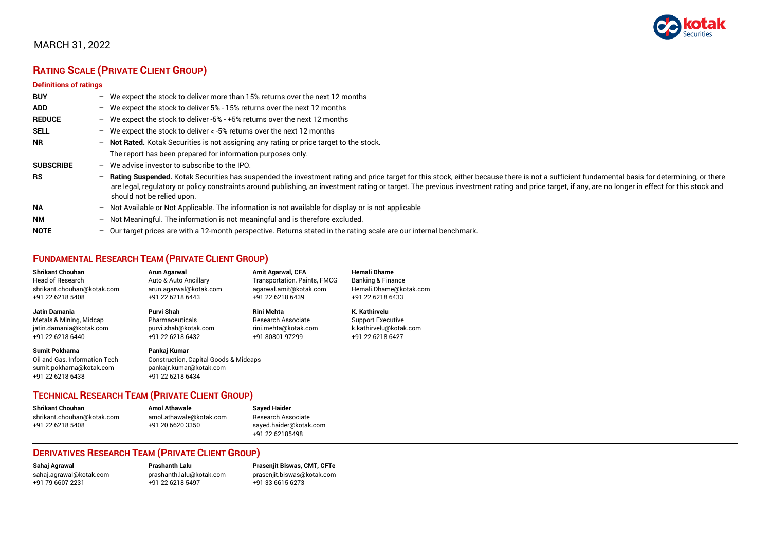MARCH 31, 2022

## RATING SCALE (PRIVATE CLIENT GROUP)

### Definitions of ratings

| | |
|---|---|
| **BUY** | – We expect the stock to deliver more than 15% returns over the next 12 months |
| **ADD** | – We expect the stock to deliver 5% - 15% returns over the next 12 months |
| **REDUCE** | – We expect the stock to deliver -5% - +5% returns over the next 12 months |
| **SELL** | – We expect the stock to deliver < -5% returns over the next 12 months |
| **NR** | – **Not Rated.** Kotak Securities is not assigning any rating or price target to the stock. The report has been prepared for information purposes only. |
| **SUBSCRIBE** | – We advise investor to subscribe to the IPO. |
| **RS** | – **Rating Suspended.** Kotak Securities has suspended the investment rating and price target for this stock, either because there is not a sufficient fundamental basis for determining, or there are legal, regulatory or policy constraints around publishing, an investment rating or target. The previous investment rating and price target, if any, are no longer in effect for this stock and should not be relied upon. |
| **NA** | – Not Available or Not Applicable. The information is not available for display or is not applicable |
| **NM** | – Not Meaningful. The information is not meaningful and is therefore excluded. |
| **NOTE** | – Our target prices are with a 12-month perspective. Returns stated in the rating scale are our internal benchmark. |

## FUNDAMENTAL RESEARCH TEAM (PRIVATE CLIENT GROUP)

**Shrikant Chouhan**
Head of Research
shrikant.chouhan@kotak.com
+91 22 6218 5408

**Arun Agarwal**
Auto & Auto Ancillary
arun.agarwal@kotak.com
+91 22 6218 6443

**Amit Agarwal, CFA**
Transportation, Paints, FMCG
agarwal.amit@kotak.com
+91 22 6218 6439

**Hemali Dhame**
Banking & Finance
Hemali.Dhame@kotak.com
+91 22 6218 6433

**Jatin Damania**
Metals & Mining, Midcap
jatin.damania@kotak.com
+91 22 6218 6440

**Purvi Shah**
Pharmaceuticals
purvi.shah@kotak.com
+91 22 6218 6432

**Rini Mehta**
Research Associate
rini.mehta@kotak.com
+91 80801 97299

**K. Kathirvelu**
Support Executive
k.kathirvelu@kotak.com
+91 22 6218 6427

**Sumit Pokharna**
Oil and Gas, Information Tech
sumit.pokharna@kotak.com
+91 22 6218 6438

**Pankaj Kumar**
Construction, Capital Goods & Midcaps
pankajr.kumar@kotak.com
+91 22 6218 6434

## TECHNICAL RESEARCH TEAM (PRIVATE CLIENT GROUP)

**Shrikant Chouhan**
shrikant.chouhan@kotak.com
+91 22 6218 5408

**Amol Athawale**
amol.athawale@kotak.com
+91 20 6620 3350

**Sayed Haider**
Research Associate
sayed.haider@kotak.com
+91 22 62185498

## DERIVATIVES RESEARCH TEAM (PRIVATE CLIENT GROUP)

**Sahaj Agrawal**
sahaj.agrawal@kotak.com
+91 79 6607 2231

**Prashanth Lalu**
prashanth.lalu@kotak.com
+91 22 6218 5497

**Prasenjit Biswas, CMT, CFTe**
prasenjit.biswas@kotak.com
+91 33 6615 6273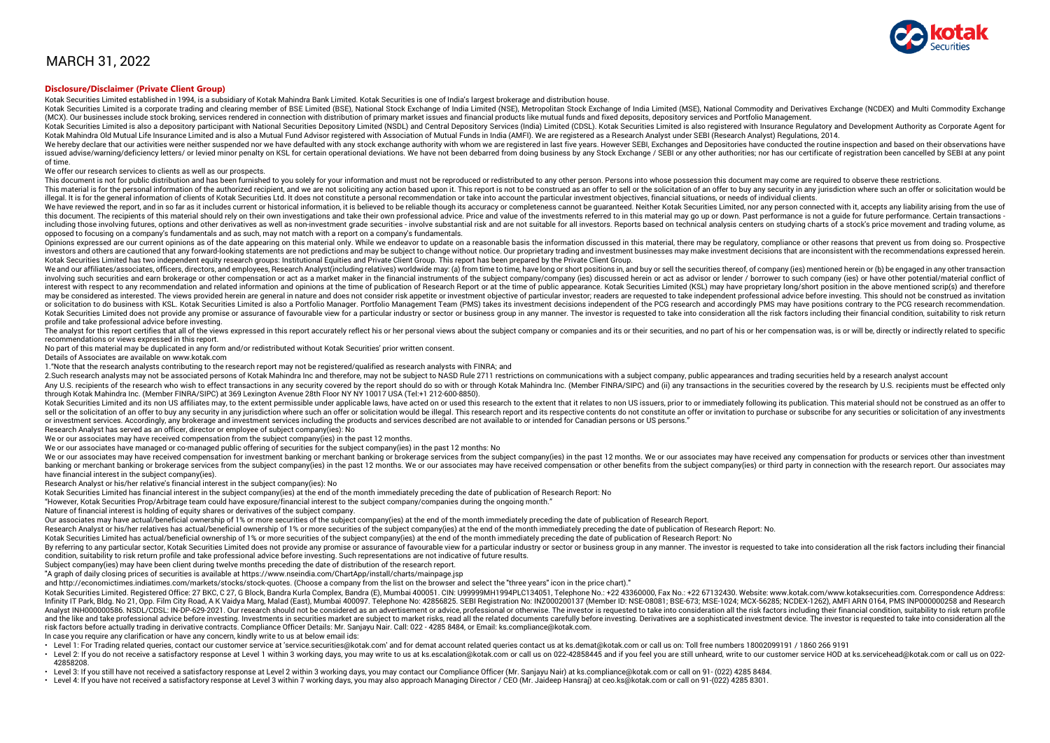# MARCH 31, 2022

### Disclosure/Disclaimer (Private Client Group)

Kotak Securities Limited established in 1994, is a subsidiary of Kotak Mahindra Bank Limited. Kotak Securities is one of India's largest brokerage and distribution house.

Kotak Securities Limited is a corporate trading and clearing member of BSE Limited (BSE), National Stock Exchange of India Limited (NSE), Metropolitan Stock Exchange of India Limited (MSE), National Commodity and Derivatives Exchange (NCDEX) and Multi Commodity Exchange (MCX). Our businesses include stock broking, services rendered in connection with distribution of primary market issues and financial products like mutual funds and fixed deposits, depository services and Portfolio Management.

Kotak Securities Limited is also a depository participant with National Securities Depository Limited (NSDL) and Central Depository Services (India) Limited (CDSL). Kotak Securities Limited is also registered with Insurance Regulatory and Development Authority as Corporate Agent for Kotak Mahindra Old Mutual Life Insurance Limited and is also a Mutual Fund Advisor registered with Association of Mutual Funds in India (AMFI). We are registered as a Research Analyst under SEBI (Research Analyst) Regulations, 2014.

We hereby declare that our activities were neither suspended nor we have defaulted with any stock exchange authority with whom we are registered in last five years. However SEBI, Exchanges and Depositories have conducted the routine inspection and based on their observations have issued advise/warning/deficiency letters/ or levied minor penalty on KSL for certain operational deviations. We have not been debarred from doing business by any Stock Exchange / SEBI or any other authorities; nor has our certificate of registration been cancelled by SEBI at any point of time.

We offer our research services to clients as well as our prospects.

This document is not for public distribution and has been furnished to you solely for your information and must not be reproduced or redistributed to any other person. Persons into whose possession this document may come are required to observe these restrictions.

This material is for the personal information of the authorized recipient, and we are not soliciting any action based upon it. This report is not to be construed as an offer to sell or the solicitation of an offer to buy any security in any jurisdiction where such an offer or solicitation would be illegal. It is for the general information of clients of Kotak Securities Ltd. It does not constitute a personal recommendation or take into account the particular investment objectives, financial situations, or needs of individual clients.

We have reviewed the report, and in so far as it includes current or historical information, it is believed to be reliable though its accuracy or completeness cannot be guaranteed. Neither Kotak Securities Limited, nor any person connected with it, accepts any liability arising from the use of this document. The recipients of this material should rely on their own investigations and take their own professional advice. Price and value of the investments referred to in this material may go up or down. Past performance is not a guide for future performance. Certain transactions - including those involving futures, options and other derivatives as well as non-investment grade securities - involve substantial risk and are not suitable for all investors. Reports based on technical analysis centers on studying charts of a stock's price movement and trading volume, as opposed to focusing on a company's fundamentals and as such, may not match with a report on a company's fundamentals.

Opinions expressed are our current opinions as of the date appearing on this material only. While we endeavor to update on a reasonable basis the information discussed in this material, there may be regulatory, compliance or other reasons that prevent us from doing so. Prospective investors and others are cautioned that any forward-looking statements are not predictions and may be subject to change without notice. Our proprietary trading and investment businesses may make investment decisions that are inconsistent with the recommendations expressed herein. Kotak Securities Limited has two independent equity research groups: Institutional Equities and Private Client Group. This report has been prepared by the Private Client Group.

We and our affiliates/associates, officers, directors, and employees, Research Analyst(including relatives) worldwide may: (a) from time to time, have long or short positions in, and buy or sell the securities thereof, of company (ies) mentioned herein or (b) be engaged in any other transaction involving such securities and earn brokerage or other compensation or act as a market maker in the financial instruments of the subject company/company (ies) discussed herein or act as advisor or lender / borrower to such company (ies) or have other potential/material conflict of interest with respect to any recommendation and related information and opinions at the time of publication of Research Report or at the time of public appearance. Kotak Securities Limited (KSL) may have proprietary long/short position in the above mentioned scrip(s) and therefore may be considered as interested. The views provided herein are general in nature and does not consider risk appetite or investment objective of particular investor; readers are requested to take independent professional advice before investing. This should not be construed as invitation or solicitation to do business with KSL. Kotak Securities Limited is also a Portfolio Manager. Portfolio Management Team (PMS) takes its investment decisions independent of the PCG research and accordingly PMS may have positions contrary to the PCG research recommendation. Kotak Securities Limited does not provide any promise or assurance of favourable view for a particular industry or sector or business group in any manner. The investor is requested to take into consideration all the risk factors including their financial condition, suitability to risk return profile and take professional advice before investing.

The analyst for this report certifies that all of the views expressed in this report accurately reflect his or her personal views about the subject company or companies and its or their securities, and no part of his or her compensation was, is or will be, directly or indirectly related to specific recommendations or views expressed in this report.

No part of this material may be duplicated in any form and/or redistributed without Kotak Securities' prior written consent.

Details of Associates are available on www.kotak.com

1."Note that the research analysts contributing to the research report may not be registered/qualified as research analysts with FINRA; and

2.Such research analysts may not be associated persons of Kotak Mahindra Inc and therefore, may not be subject to NASD Rule 2711 restrictions on communications with a subject company, public appearances and trading securities held by a research analyst account

Any U.S. recipients of the research who wish to effect transactions in any security covered by the report should do so with or through Kotak Mahindra Inc. (Member FINRA/SIPC) and (ii) any transactions in the securities covered by the research by U.S. recipients must be effected only through Kotak Mahindra Inc. (Member FINRA/SIPC) at 369 Lexington Avenue 28th Floor NY NY 10017 USA (Tel:+1 212-600-8850).

Kotak Securities Limited and its non US affiliates may, to the extent permissible under applicable laws, have acted on or used this research to the extent that it relates to non US issuers, prior to or immediately following its publication. This material should not be construed as an offer to sell or the solicitation of an offer to buy any security in any jurisdiction where such an offer or solicitation would be illegal. This research report and its respective contents do not constitute an offer or invitation to purchase or subscribe for any securities or solicitation of any investments or investment services. Accordingly, any brokerage and investment services including the products and services described are not available to or intended for Canadian persons or US persons."

Research Analyst has served as an officer, director or employee of subject company(ies): No

We or our associates may have received compensation from the subject company(ies) in the past 12 months.

We or our associates have managed or co-managed public offering of securities for the subject company(ies) in the past 12 months: No

We or our associates may have received compensation for investment banking or merchant banking or brokerage services from the subject company(ies) in the past 12 months. We or our associates may have received any compensation for products or services other than investment banking or merchant banking or brokerage services from the subject company(ies) in the past 12 months. We or our associates may have received compensation or other benefits from the subject company(ies) or third party in connection with the research report. Our associates may have financial interest in the subject company(ies).

Research Analyst or his/her relative's financial interest in the subject company(ies): No

Kotak Securities Limited has financial interest in the subject company(ies) at the end of the month immediately preceding the date of publication of Research Report: No

"However, Kotak Securities Prop/Arbitrage team could have exposure/financial interest to the subject company/companies during the ongoing month."

Nature of financial interest is holding of equity shares or derivatives of the subject company.

Our associates may have actual/beneficial ownership of 1% or more securities of the subject company(ies) at the end of the month immediately preceding the date of publication of Research Report.

Research Analyst or his/her relatives has actual/beneficial ownership of 1% or more securities of the subject company(ies) at the end of the month immediately preceding the date of publication of Research Report: No.

Kotak Securities Limited has actual/beneficial ownership of 1% or more securities of the subject company(ies) at the end of the month immediately preceding the date of publication of Research Report: No

By referring to any particular sector, Kotak Securities Limited does not provide any promise or assurance of favourable view for a particular industry or sector or business group in any manner. The investor is requested to take into consideration all the risk factors including their financial condition, suitability to risk return profile and take professional advice before investing. Such representations are not indicative of future results.

Subject company(ies) may have been client during twelve months preceding the date of distribution of the research report.

"A graph of daily closing prices of securities is available at https://www.nseindia.com/ChartApp/install/charts/mainpage.jsp

and http://economictimes.indiatimes.com/markets/stocks/stock-quotes. (Choose a company from the list on the browser and select the "three years" icon in the price chart)."

Kotak Securities Limited. Registered Office: 27 BKC, C 27, G Block, Bandra Kurla Complex, Bandra (E), Mumbai 400051. CIN: U99999MH1994PLC134051, Telephone No.: +22 43360000, Fax No.: +22 67132430. Website: www.kotak.com/www.kotaksecurities.com. Correspondence Address: Infinity IT Park, Bldg. No 21, Opp. Film City Road, A K Vaidya Marg, Malad (East), Mumbai 400097. Telephone No: 42856825. SEBI Registration No: INZ000200137 (Member ID: NSE-08081; BSE-673; MSE-1024; MCX-56285; NCDEX-1262), AMFI ARN 0164, PMS INP000000258 and Research Analyst INH000000586. NSDL/CDSL: IN-DP-629-2021. Our research should not be considered as an advertisement or advice, professional or otherwise. The investor is requested to take into consideration all the risk factors including their financial condition, suitability to risk return profile and the like and take professional advice before investing. Investments in securities market are subject to market risks, read all the related documents carefully before investing. Derivatives are a sophisticated investment device. The investor is requested to take into consideration all the risk factors before actually trading in derivative contracts. Compliance Officer Details: Mr. Sanjayu Nair. Call: 022 - 4285 8484, or Email: ks.compliance@kotak.com.

In case you require any clarification or have any concern, kindly write to us at below email ids:

- Level 1: For Trading related queries, contact our customer service at 'service.securities@kotak.com' and for demat account related queries contact us at ks.demat@kotak.com or call us on: Toll free numbers 18002099191 / 1860 266 9191
- Level 2: If you do not receive a satisfactory response at Level 1 within 3 working days, you may write to us at ks.escalation@kotak.com or call us on 022-42858445 and if you feel you are still unheard, write to our customer service HOD at ks.servicehead@kotak.com or call us on 022-42858208.
- Level 3: If you still have not received a satisfactory response at Level 2 within 3 working days, you may contact our Compliance Officer (Mr. Sanjayu Nair) at ks.compliance@kotak.com or call on 91- (022) 4285 8484.
- Level 4: If you have not received a satisfactory response at Level 3 within 7 working days, you may also approach Managing Director / CEO (Mr. Jaideep Hansraj) at ceo.ks@kotak.com or call on 91-(022) 4285 8301.